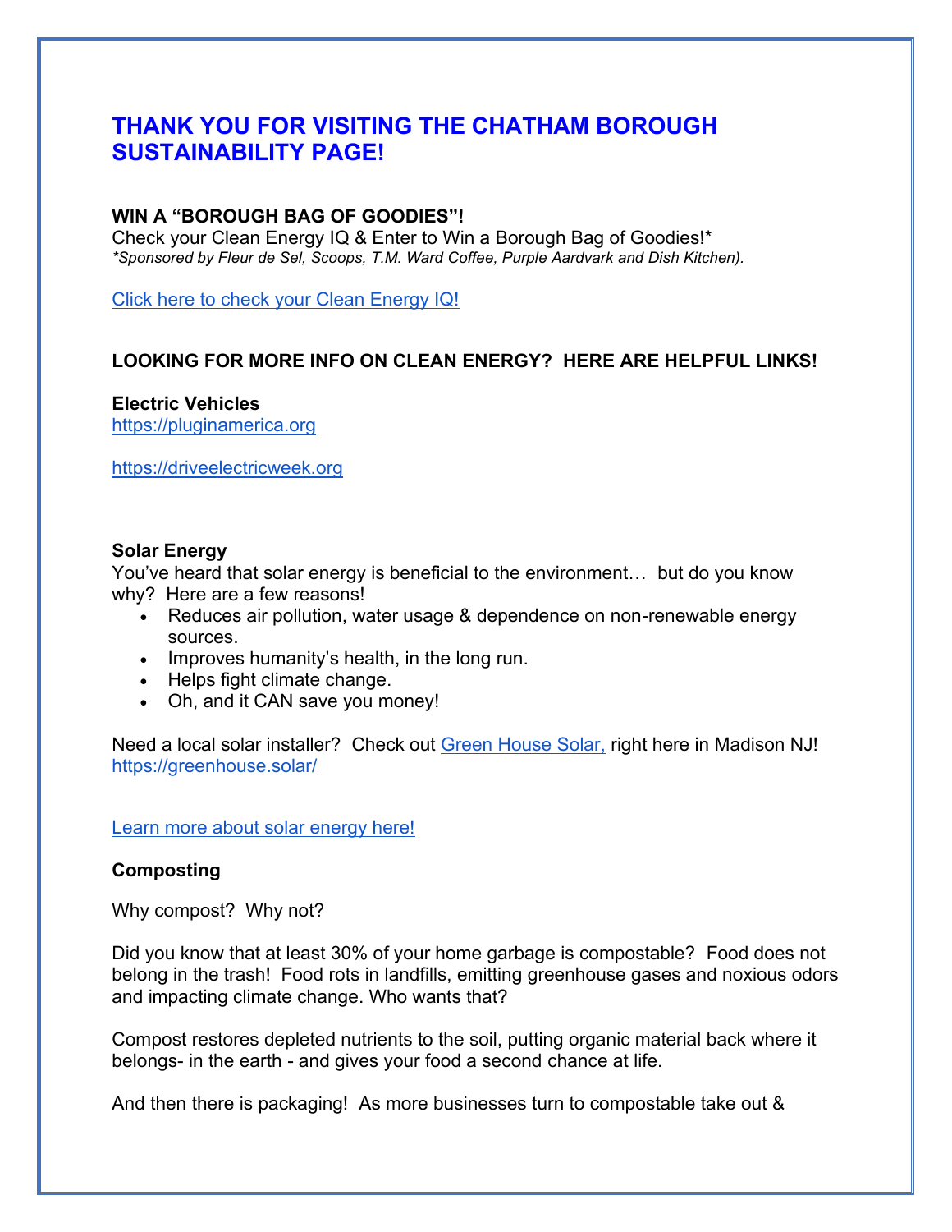# THANK YOU FOR VISITING THE CHATHAM BOROUGH SUSTAINABILITY PAGE!

**WIN A "BOROUGH BAG OF GOODIES"!**

Check your Clean Energy IQ & Enter to Win a Borough Bag of Goodies!*

*\*Sponsored by Fleur de Sel, Scoops, T.M. Ward Coffee, Purple Aardvark and Dish Kitchen).*

Click here to check your Clean Energy IQ!

**LOOKING FOR MORE INFO ON CLEAN ENERGY? HERE ARE HELPFUL LINKS!**

**Electric Vehicles**

https://pluginamerica.org

https://driveelectricweek.org

**Solar Energy**

You've heard that solar energy is beneficial to the environment… but do you know why? Here are a few reasons!

- Reduces air pollution, water usage & dependence on non-renewable energy sources.
- Improves humanity's health, in the long run.
- Helps fight climate change.
- Oh, and it CAN save you money!

Need a local solar installer? Check out Green House Solar, right here in Madison NJ!
https://greenhouse.solar/

Learn more about solar energy here!

**Composting**

Why compost? Why not?

Did you know that at least 30% of your home garbage is compostable? Food does not belong in the trash! Food rots in landfills, emitting greenhouse gases and noxious odors and impacting climate change. Who wants that?

Compost restores depleted nutrients to the soil, putting organic material back where it belongs- in the earth - and gives your food a second chance at life.

And then there is packaging! As more businesses turn to compostable take out &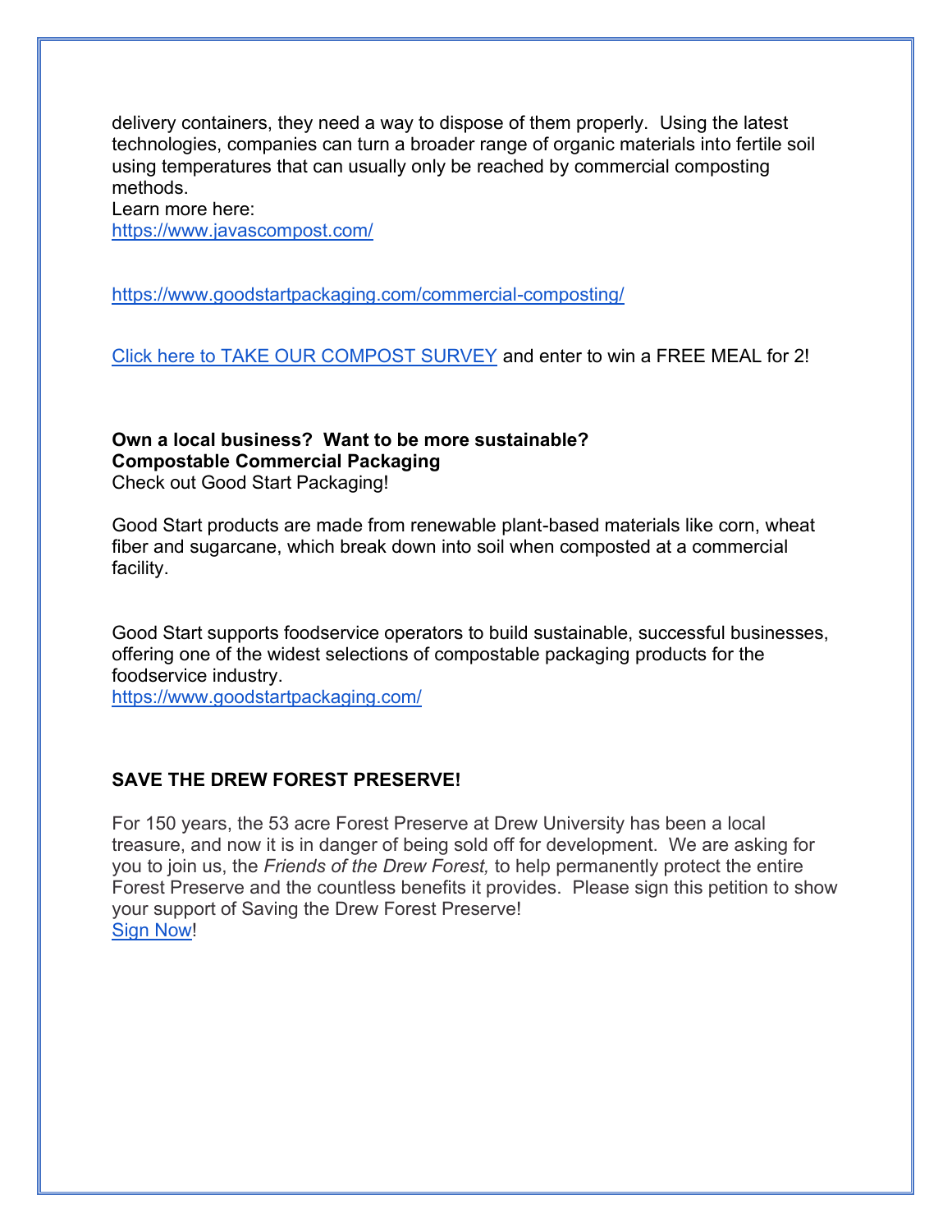delivery containers, they need a way to dispose of them properly. Using the latest technologies, companies can turn a broader range of organic materials into fertile soil using temperatures that can usually only be reached by commercial composting methods.
Learn more here:
https://www.javascompost.com/

https://www.goodstartpackaging.com/commercial-composting/

Click here to TAKE OUR COMPOST SURVEY and enter to win a FREE MEAL for 2!

**Own a local business? Want to be more sustainable?**
**Compostable Commercial Packaging**
Check out Good Start Packaging!

Good Start products are made from renewable plant-based materials like corn, wheat fiber and sugarcane, which break down into soil when composted at a commercial facility.

Good Start supports foodservice operators to build sustainable, successful businesses, offering one of the widest selections of compostable packaging products for the foodservice industry.
https://www.goodstartpackaging.com/

**SAVE THE DREW FOREST PRESERVE!**

For 150 years, the 53 acre Forest Preserve at Drew University has been a local treasure, and now it is in danger of being sold off for development. We are asking for you to join us, the *Friends of the Drew Forest,* to help permanently protect the entire Forest Preserve and the countless benefits it provides. Please sign this petition to show your support of Saving the Drew Forest Preserve!
Sign Now!